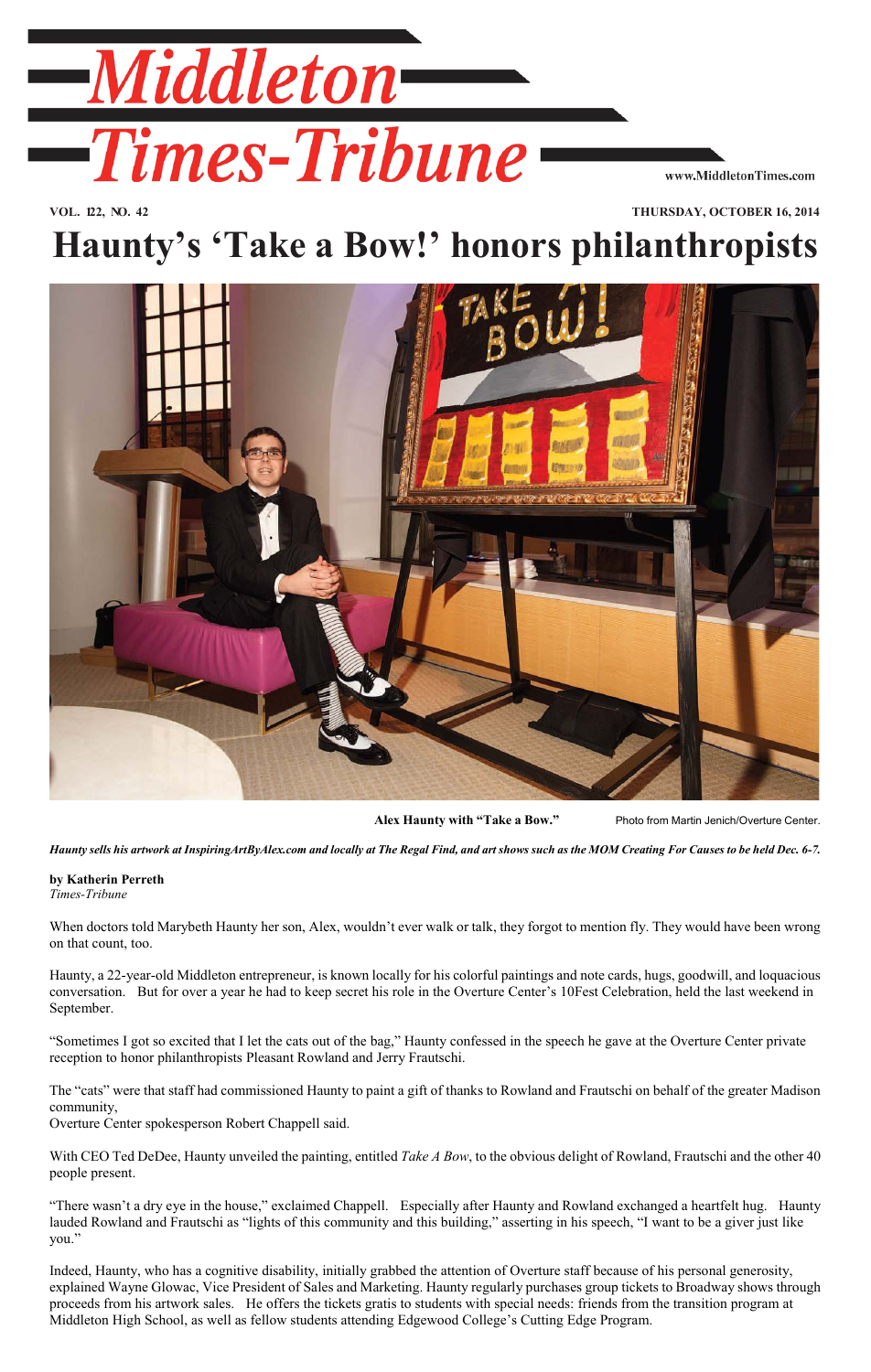# Middleton Times-Tribune

www.MiddletonTimes.com

VOL. 122, NO. 42 THURSDAY, OCTOBER 16, 2014

# Hauntyʼs ʻTake a Bow!ʼ honors philanthropists

**Alex Haunty with "Take a Bow."** Photo from Martin Jenich/Overture Center.

***Haunty sells his artwork at InspiringArtByAlex.com and locally at The Regal Find, and art shows such as the MOM Creating For Causes to be held Dec. 6-7.***

**by Katherin Perreth**
*Times-Tribune*

When doctors told Marybeth Haunty her son, Alex, wouldn't ever walk or talk, they forgot to mention fly. They would have been wrong on that count, too.

Haunty, a 22-year-old Middleton entrepreneur, is known locally for his colorful paintings and note cards, hugs, goodwill, and loquacious conversation. But for over a year he had to keep secret his role in the Overture Center's 10Fest Celebration, held the last weekend in September.

"Sometimes I got so excited that I let the cats out of the bag," Haunty confessed in the speech he gave at the Overture Center private reception to honor philanthropists Pleasant Rowland and Jerry Frautschi.

The "cats" were that staff had commissioned Haunty to paint a gift of thanks to Rowland and Frautschi on behalf of the greater Madison community,
Overture Center spokesperson Robert Chappell said.

With CEO Ted DeDee, Haunty unveiled the painting, entitled *Take A Bow*, to the obvious delight of Rowland, Frautschi and the other 40 people present.

"There wasn't a dry eye in the house," exclaimed Chappell. Especially after Haunty and Rowland exchanged a heartfelt hug. Haunty lauded Rowland and Frautschi as "lights of this community and this building," asserting in his speech, "I want to be a giver just like you."

Indeed, Haunty, who has a cognitive disability, initially grabbed the attention of Overture staff because of his personal generosity, explained Wayne Glowac, Vice President of Sales and Marketing. Haunty regularly purchases group tickets to Broadway shows through proceeds from his artwork sales. He offers the tickets gratis to students with special needs: friends from the transition program at Middleton High School, as well as fellow students attending Edgewood College's Cutting Edge Program.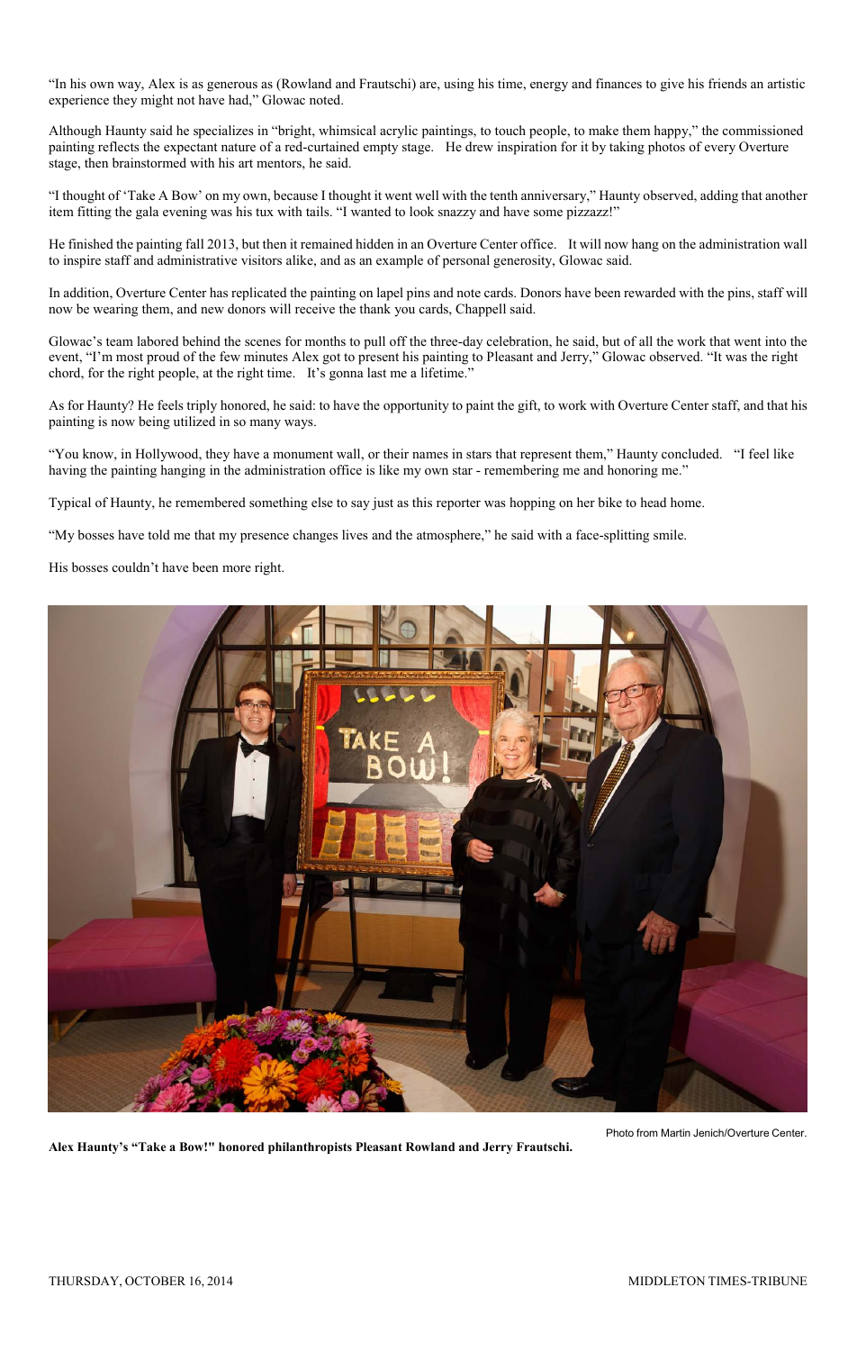"In his own way, Alex is as generous as (Rowland and Frautschi) are, using his time, energy and finances to give his friends an artistic experience they might not have had," Glowac noted.

Although Haunty said he specializes in "bright, whimsical acrylic paintings, to touch people, to make them happy," the commissioned painting reflects the expectant nature of a red-curtained empty stage. He drew inspiration for it by taking photos of every Overture stage, then brainstormed with his art mentors, he said.

"I thought of 'Take A Bow' on my own, because I thought it went well with the tenth anniversary," Haunty observed, adding that another item fitting the gala evening was his tux with tails. "I wanted to look snazzy and have some pizzazz!"

He finished the painting fall 2013, but then it remained hidden in an Overture Center office. It will now hang on the administration wall to inspire staff and administrative visitors alike, and as an example of personal generosity, Glowac said.

In addition, Overture Center has replicated the painting on lapel pins and note cards. Donors have been rewarded with the pins, staff will now be wearing them, and new donors will receive the thank you cards, Chappell said.

Glowac's team labored behind the scenes for months to pull off the three-day celebration, he said, but of all the work that went into the event, "I'm most proud of the few minutes Alex got to present his painting to Pleasant and Jerry," Glowac observed. "It was the right chord, for the right people, at the right time. It's gonna last me a lifetime."

As for Haunty? He feels triply honored, he said: to have the opportunity to paint the gift, to work with Overture Center staff, and that his painting is now being utilized in so many ways.

"You know, in Hollywood, they have a monument wall, or their names in stars that represent them," Haunty concluded. "I feel like having the painting hanging in the administration office is like my own star - remembering me and honoring me."

Typical of Haunty, he remembered something else to say just as this reporter was hopping on her bike to head home.

"My bosses have told me that my presence changes lives and the atmosphere," he said with a face-splitting smile.

His bosses couldn't have been more right.

Photo from Martin Jenich/Overture Center.

**Alex Haunty's "Take a Bow!" honored philanthropists Pleasant Rowland and Jerry Frautschi.**